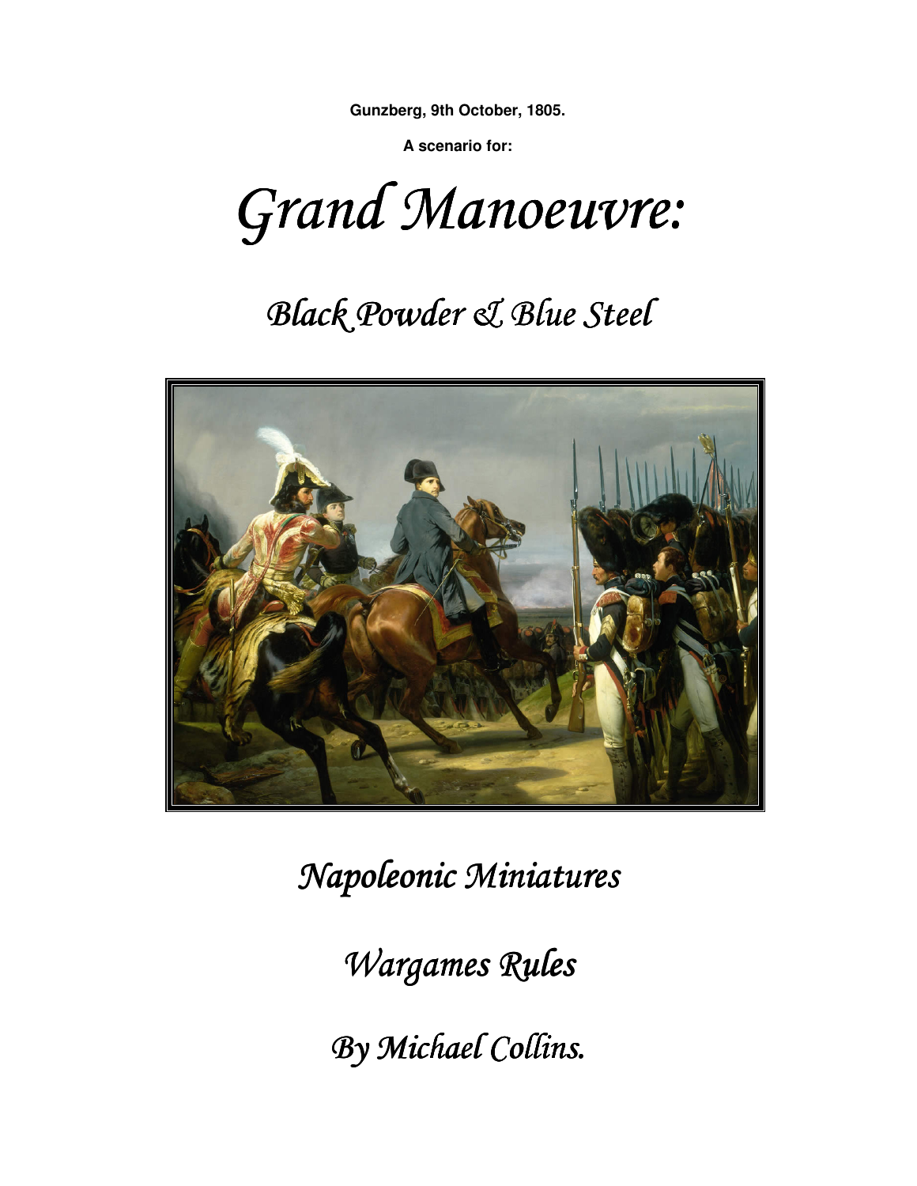**Gunzberg, 9th October, 1805.**

**A scenario for:**

# *Grand Manoeuvre:*

## *Black Powder & Blue Steel*

*Napoleonic Miniatures*

*Wargames Rules*

*By Michael Collins.*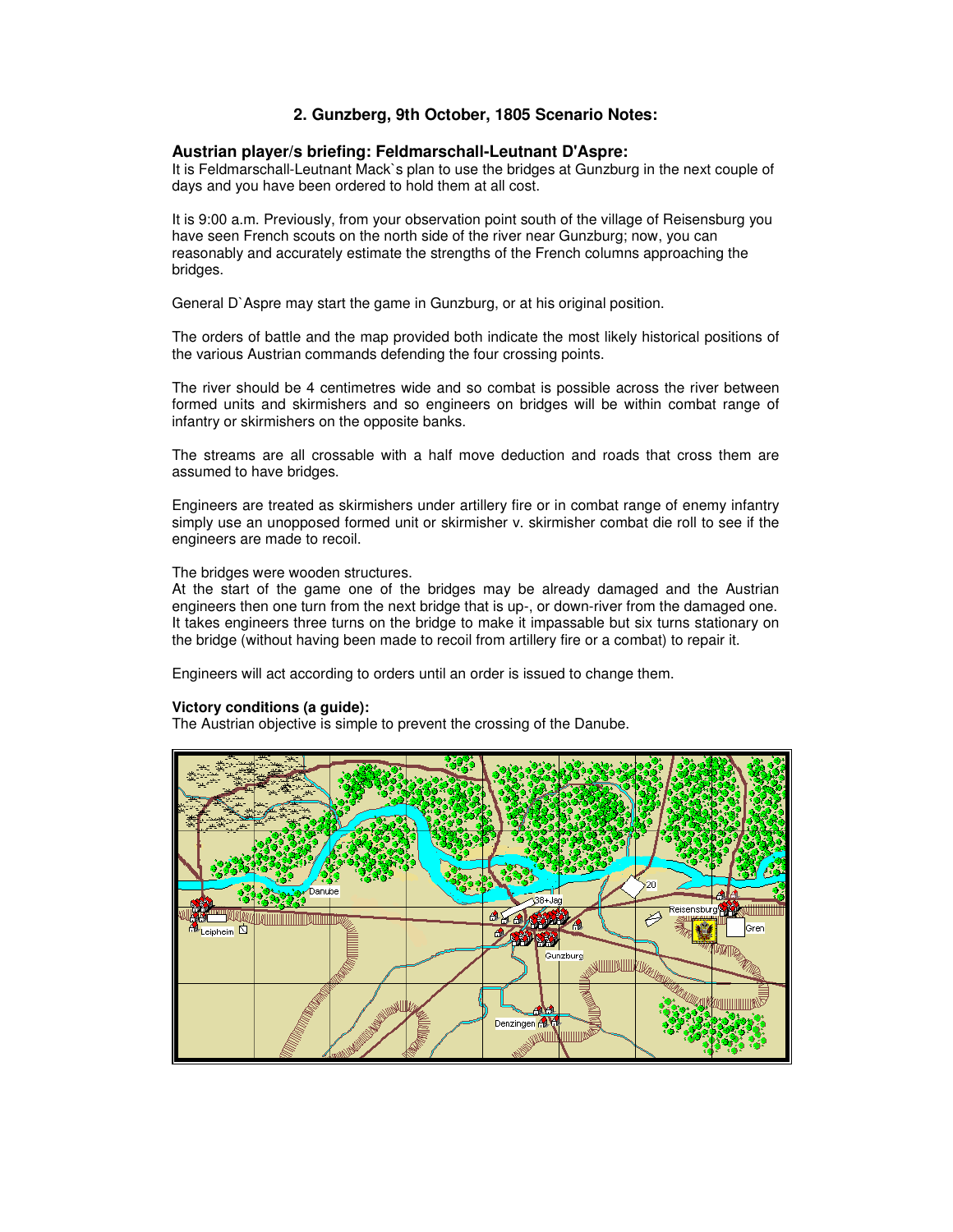## 2. Gunzberg, 9th October, 1805 Scenario Notes:

### Austrian player/s briefing: Feldmarschall-Leutnant D'Aspre:

It is Feldmarschall-Leutnant Mack`s plan to use the bridges at Gunzburg in the next couple of days and you have been ordered to hold them at all cost.

It is 9:00 a.m. Previously, from your observation point south of the village of Reisensburg you have seen French scouts on the north side of the river near Gunzburg; now, you can reasonably and accurately estimate the strengths of the French columns approaching the bridges.

General D`Aspre may start the game in Gunzburg, or at his original position.

The orders of battle and the map provided both indicate the most likely historical positions of the various Austrian commands defending the four crossing points.

The river should be 4 centimetres wide and so combat is possible across the river between formed units and skirmishers and so engineers on bridges will be within combat range of infantry or skirmishers on the opposite banks.

The streams are all crossable with a half move deduction and roads that cross them are assumed to have bridges.

Engineers are treated as skirmishers under artillery fire or in combat range of enemy infantry simply use an unopposed formed unit or skirmisher v. skirmisher combat die roll to see if the engineers are made to recoil.

The bridges were wooden structures.

At the start of the game one of the bridges may be already damaged and the Austrian engineers then one turn from the next bridge that is up-, or down-river from the damaged one. It takes engineers three turns on the bridge to make it impassable but six turns stationary on the bridge (without having been made to recoil from artillery fire or a combat) to repair it.

Engineers will act according to orders until an order is issued to change them.

### Victory conditions (a guide):

The Austrian objective is simple to prevent the crossing of the Danube.

Danube
Leipheim
38+Jag
20
Reisensburg
Gren
Gunzburg
Denzingen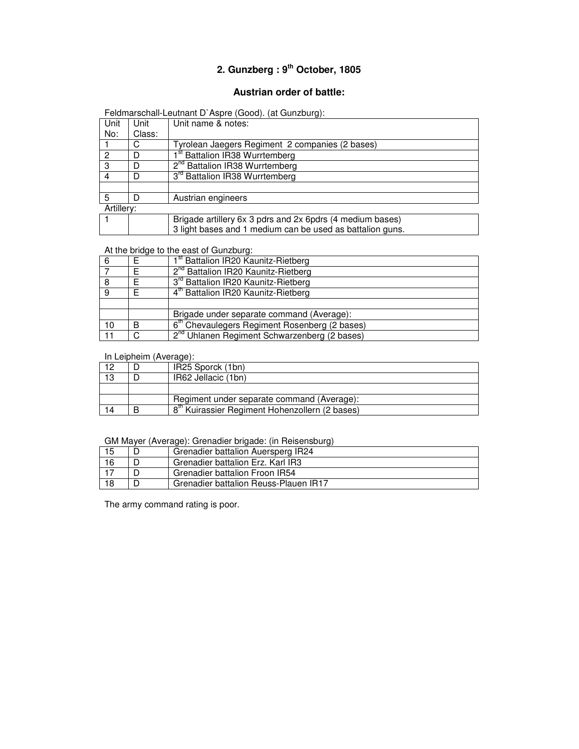# 2. Gunzberg : 9th October, 1805

## Austrian order of battle:

Feldmarschall-Leutnant D`Aspre (Good). (at Gunzburg):

| Unit No: | Unit Class: | Unit name & notes: |
|---|---|---|
| 1 | C | Tyrolean Jaegers Regiment 2 companies (2 bases) |
| 2 | D | 1st Battalion IR38 Wurrtemberg |
| 3 | D | 2nd Battalion IR38 Wurrtemberg |
| 4 | D | 3rd Battalion IR38 Wurrtemberg |
| | | |
| 5 | D | Austrian engineers |

Artillery:

| | | |
|---|---|---|
| 1 | | Brigade artillery 6x 3 pdrs and 2x 6pdrs (4 medium bases)<br>3 light bases and 1 medium can be used as battalion guns. |

At the bridge to the east of Gunzburg:

| | | |
|---|---|---|
| 6 | E | 1st Battalion IR20 Kaunitz-Rietberg |
| 7 | E | 2nd Battalion IR20 Kaunitz-Rietberg |
| 8 | E | 3rd Battalion IR20 Kaunitz-Rietberg |
| 9 | E | 4th Battalion IR20 Kaunitz-Rietberg |
| | | |
| | | Brigade under separate command (Average): |
| 10 | B | 6th Chevaulegers Regiment Rosenberg (2 bases) |
| 11 | C | 2nd Uhlanen Regiment Schwarzenberg (2 bases) |

In Leipheim (Average):

| | | |
|---|---|---|
| 12 | D | IR25 Sporck (1bn) |
| 13 | D | IR62 Jellacic (1bn) |
| | | |
| | | Regiment under separate command (Average): |
| 14 | B | 8th Kuirassier Regiment Hohenzollern (2 bases) |

GM Mayer (Average): Grenadier brigade: (in Reisensburg)

| | | |
|---|---|---|
| 15 | D | Grenadier battalion Auersperg IR24 |
| 16 | D | Grenadier battalion Erz. Karl IR3 |
| 17 | D | Grenadier battalion Froon IR54 |
| 18 | D | Grenadier battalion Reuss-Plauen IR17 |

The army command rating is poor.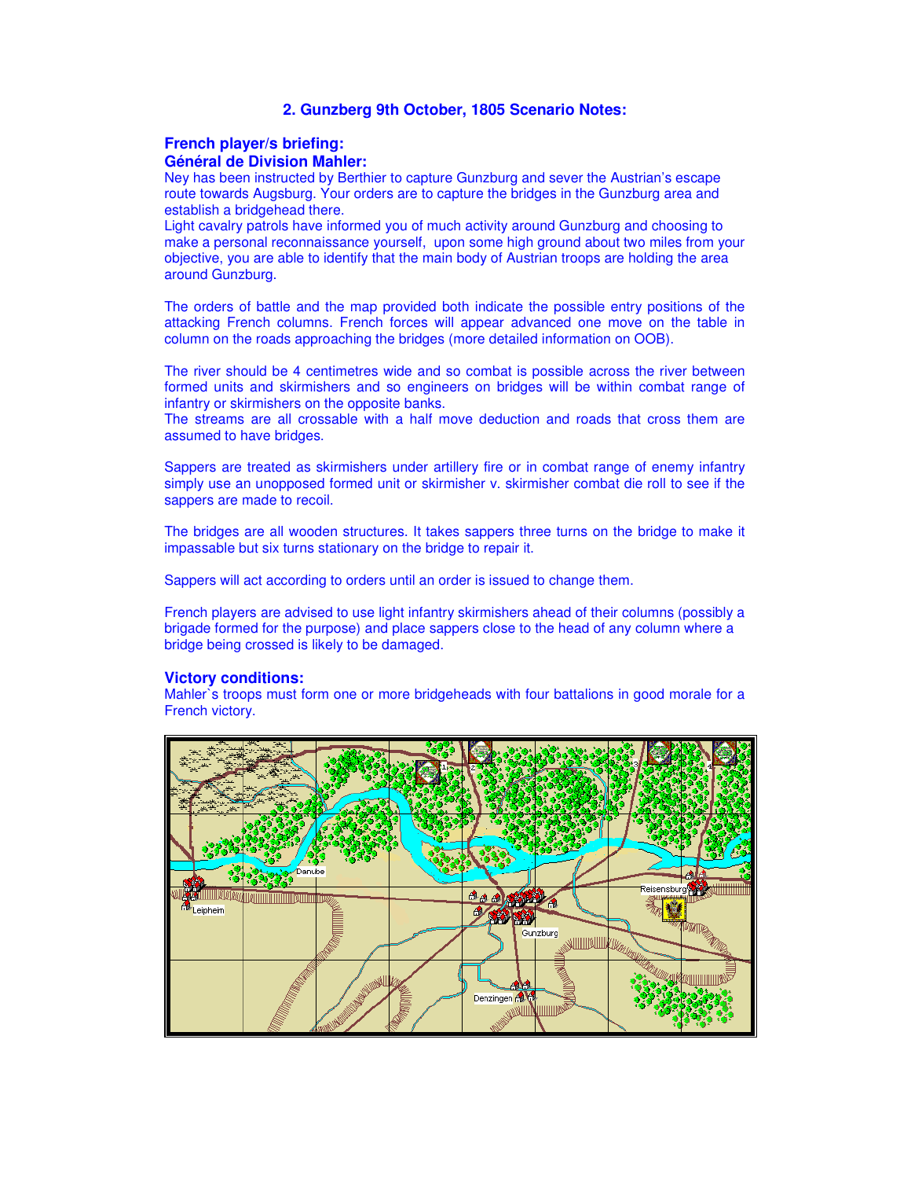## 2. Gunzberg 9th October, 1805 Scenario Notes:

### French player/s briefing:
### Général de Division Mahler:

Ney has been instructed by Berthier to capture Gunzburg and sever the Austrian's escape route towards Augsburg. Your orders are to capture the bridges in the Gunzburg area and establish a bridgehead there.
Light cavalry patrols have informed you of much activity around Gunzburg and choosing to make a personal reconnaissance yourself, upon some high ground about two miles from your objective, you are able to identify that the main body of Austrian troops are holding the area around Gunzburg.

The orders of battle and the map provided both indicate the possible entry positions of the attacking French columns. French forces will appear advanced one move on the table in column on the roads approaching the bridges (more detailed information on OOB).

The river should be 4 centimetres wide and so combat is possible across the river between formed units and skirmishers and so engineers on bridges will be within combat range of infantry or skirmishers on the opposite banks.
The streams are all crossable with a half move deduction and roads that cross them are assumed to have bridges.

Sappers are treated as skirmishers under artillery fire or in combat range of enemy infantry simply use an unopposed formed unit or skirmisher v. skirmisher combat die roll to see if the sappers are made to recoil.

The bridges are all wooden structures. It takes sappers three turns on the bridge to make it impassable but six turns stationary on the bridge to repair it.

Sappers will act according to orders until an order is issued to change them.

French players are advised to use light infantry skirmishers ahead of their columns (possibly a brigade formed for the purpose) and place sappers close to the head of any column where a bridge being crossed is likely to be damaged.

### Victory conditions:

Mahler`s troops must form one or more bridgeheads with four battalions in good morale for a French victory.

Danube
Leipheim
Gunzburg
Reisensburg
Denzingen
1
2
3
4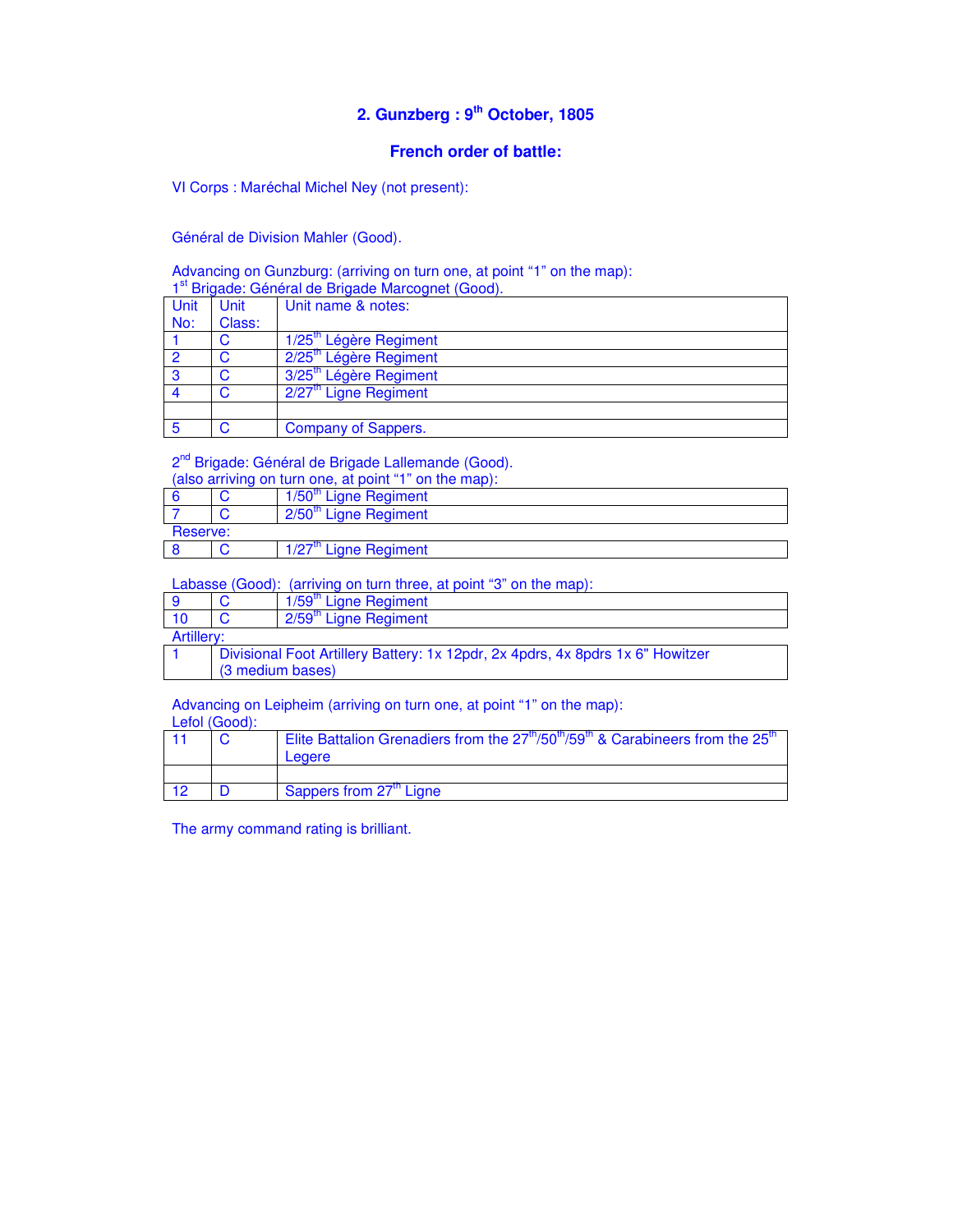## 2. Gunzberg : 9th October, 1805

### French order of battle:

VI Corps : Maréchal Michel Ney (not present):

Général de Division Mahler (Good).

Advancing on Gunzburg: (arriving on turn one, at point "1" on the map):
1st Brigade: Général de Brigade Marcognet (Good).

| Unit No: | Unit Class: | Unit name & notes: |
|---|---|---|
| 1 | C | 1/25th Légère Regiment |
| 2 | C | 2/25th Légère Regiment |
| 3 | C | 3/25th Légère Regiment |
| 4 | C | 2/27th Ligne Regiment |
| | | |
| 5 | C | Company of Sappers. |

2nd Brigade: Général de Brigade Lallemande (Good).
(also arriving on turn one, at point "1" on the map):

| | | |
|---|---|---|
| 6 | C | 1/50th Ligne Regiment |
| 7 | C | 2/50th Ligne Regiment |

Reserve:

| | | |
|---|---|---|
| 8 | C | 1/27th Ligne Regiment |

Labasse (Good): (arriving on turn three, at point "3" on the map):

| | | |
|---|---|---|
| 9 | C | 1/59th Ligne Regiment |
| 10 | C | 2/59th Ligne Regiment |

Artillery:

| | |
|---|---|
| 1 | Divisional Foot Artillery Battery: 1x 12pdr, 2x 4pdrs, 4x 8pdrs 1x 6" Howitzer (3 medium bases) |

Advancing on Leipheim (arriving on turn one, at point "1" on the map):
Lefol (Good):

| | | |
|---|---|---|
| 11 | C | Elite Battalion Grenadiers from the 27th/50th/59th & Carabineers from the 25th Legere |
| | | |
| 12 | D | Sappers from 27th Ligne |

The army command rating is brilliant.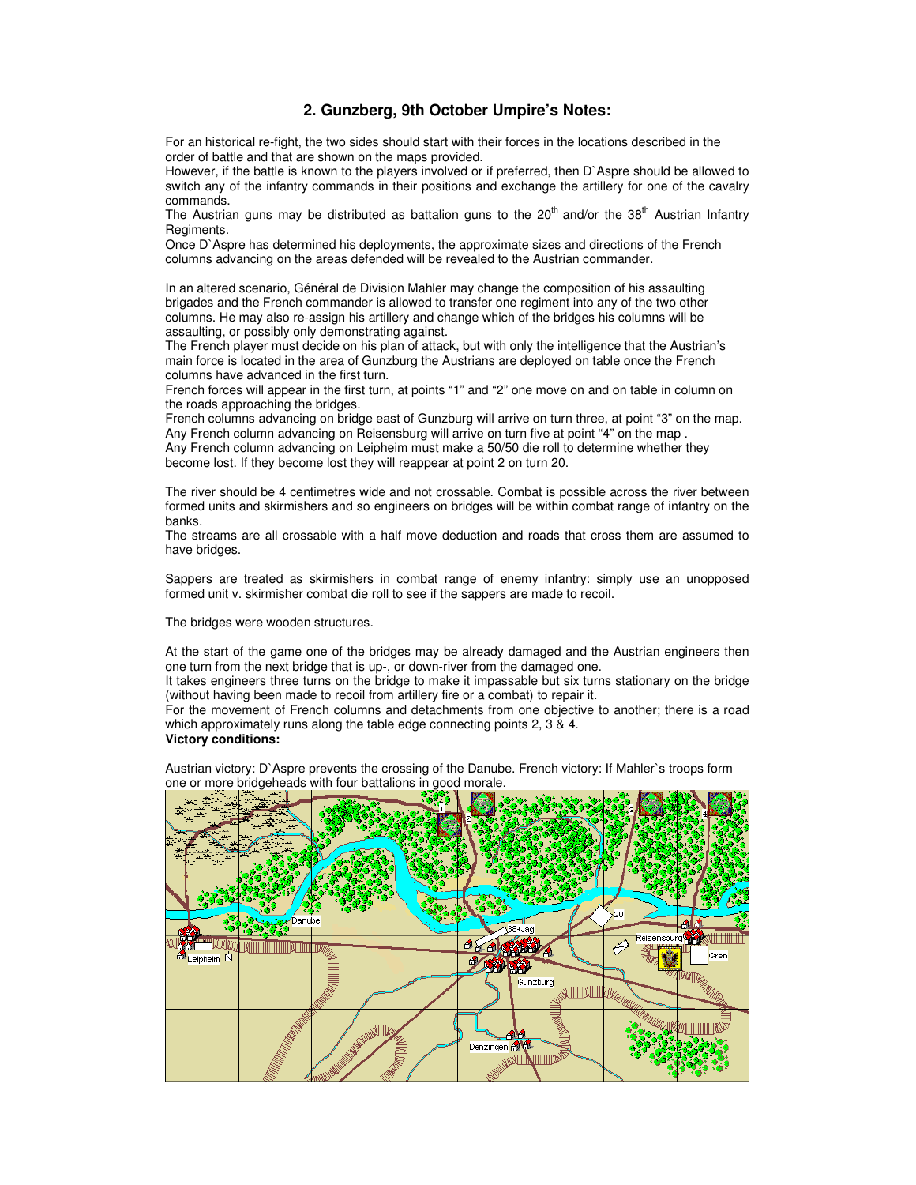## 2. Gunzberg, 9th October Umpire's Notes:

For an historical re-fight, the two sides should start with their forces in the locations described in the order of battle and that are shown on the maps provided.
However, if the battle is known to the players involved or if preferred, then D`Aspre should be allowed to switch any of the infantry commands in their positions and exchange the artillery for one of the cavalry commands.
The Austrian guns may be distributed as battalion guns to the 20th and/or the 38th Austrian Infantry Regiments.
Once D`Aspre has determined his deployments, the approximate sizes and directions of the French columns advancing on the areas defended will be revealed to the Austrian commander.

In an altered scenario, Général de Division Mahler may change the composition of his assaulting brigades and the French commander is allowed to transfer one regiment into any of the two other columns. He may also re-assign his artillery and change which of the bridges his columns will be assaulting, or possibly only demonstrating against.
The French player must decide on his plan of attack, but with only the intelligence that the Austrian's main force is located in the area of Gunzburg the Austrians are deployed on table once the French columns have advanced in the first turn.
French forces will appear in the first turn, at points "1" and "2" one move on and on table in column on the roads approaching the bridges.
French columns advancing on bridge east of Gunzburg will arrive on turn three, at point "3" on the map.
Any French column advancing on Reisensburg will arrive on turn five at point "4" on the map .
Any French column advancing on Leipheim must make a 50/50 die roll to determine whether they become lost. If they become lost they will reappear at point 2 on turn 20.

The river should be 4 centimetres wide and not crossable. Combat is possible across the river between formed units and skirmishers and so engineers on bridges will be within combat range of infantry on the banks.
The streams are all crossable with a half move deduction and roads that cross them are assumed to have bridges.

Sappers are treated as skirmishers in combat range of enemy infantry: simply use an unopposed formed unit v. skirmisher combat die roll to see if the sappers are made to recoil.

The bridges were wooden structures.

At the start of the game one of the bridges may be already damaged and the Austrian engineers then one turn from the next bridge that is up-, or down-river from the damaged one.
It takes engineers three turns on the bridge to make it impassable but six turns stationary on the bridge (without having been made to recoil from artillery fire or a combat) to repair it.
For the movement of French columns and detachments from one objective to another; there is a road which approximately runs along the table edge connecting points 2, 3 & 4.

**Victory conditions:**

Austrian victory: D`Aspre prevents the crossing of the Danube. French victory: If Mahler`s troops form one or more bridgeheads with four battalions in good morale.

1
2
3
4
Danube
38+Jag
20
Reisensburg
Gren
Leipheim
Gunzburg
Denzingen